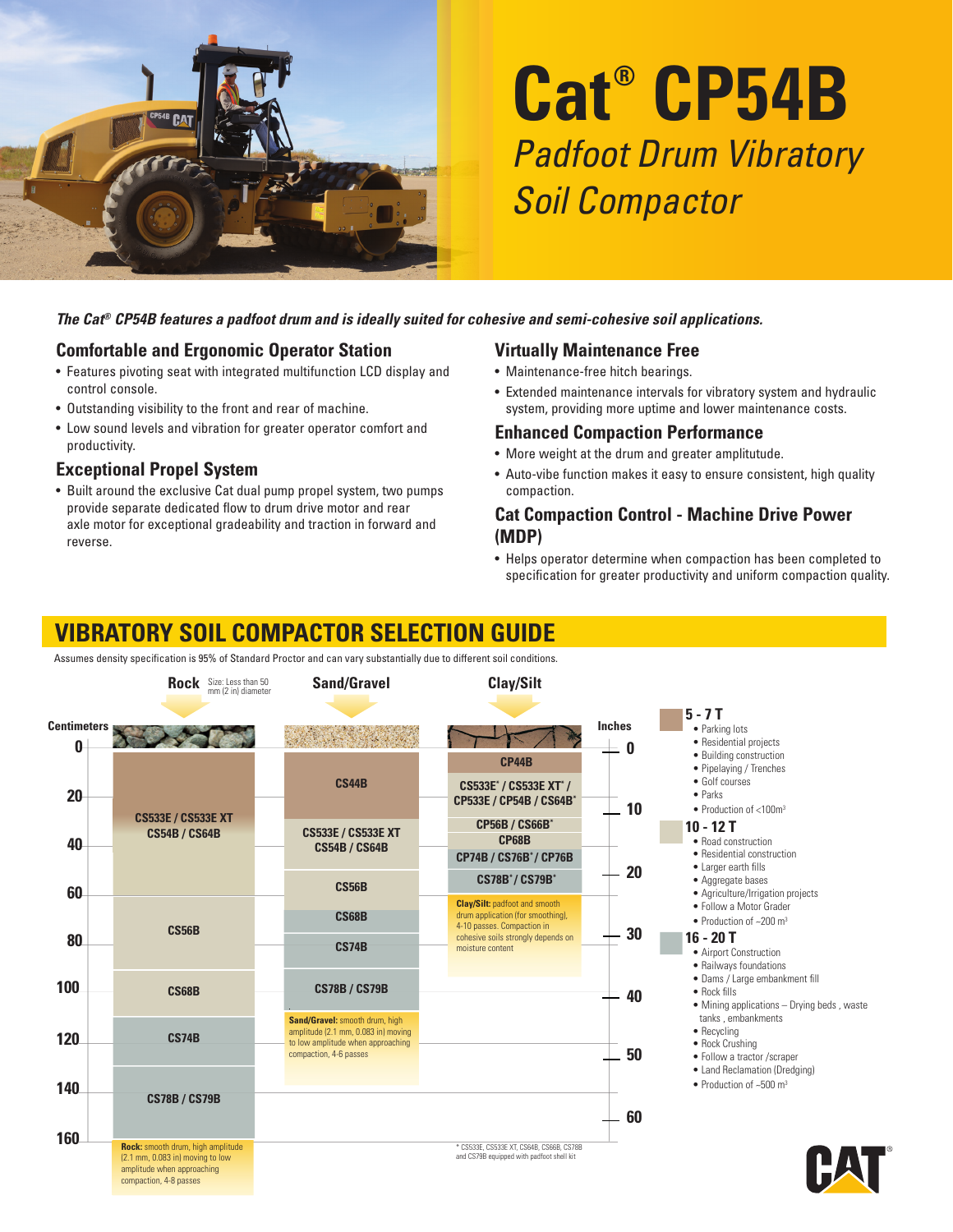# Cat® CP54B

## *Padfoot Drum Vibratory Soil Compactor*

***The Cat® CP54B features a padfoot drum and is ideally suited for cohesive and semi-cohesive soil applications.***

### Comfortable and Ergonomic Operator Station

- Features pivoting seat with integrated multifunction LCD display and control console.
- Outstanding visibility to the front and rear of machine.
- Low sound levels and vibration for greater operator comfort and productivity.

### Exceptional Propel System

- Built around the exclusive Cat dual pump propel system, two pumps provide separate dedicated flow to drum drive motor and rear axle motor for exceptional gradeability and traction in forward and reverse.

### Virtually Maintenance Free

- Maintenance-free hitch bearings.
- Extended maintenance intervals for vibratory system and hydraulic system, providing more uptime and lower maintenance costs.

### Enhanced Compaction Performance

- More weight at the drum and greater amplitutude.
- Auto-vibe function makes it easy to ensure consistent, high quality compaction.

### Cat Compaction Control - Machine Drive Power (MDP)

- Helps operator determine when compaction has been completed to specification for greater productivity and uniform compaction quality.

## VIBRATORY SOIL COMPACTOR SELECTION GUIDE

Assumes density specification is 95% of Standard Proctor and can vary substantially due to different soil conditions.

| Lift depth (Centimeters / Inches) | Rock (Size: Less than 50 mm (2 in) diameter) | Sand/Gravel | Clay/Silt |
|---|---|---|---|
| 0 cm / 0 in | | | CP44B |
| ~20 cm | CS533E / CS533E XT<br>CS54B / CS64B | CS44B | CS533E* / CS533E XT* / CP533E / CP54B / CS64B* |
| ~40 cm / 10–20 in | | CS533E / CS533E XT<br>CS54B / CS64B | CP56B / CS66B*<br>CP68B<br>CP74B / CS76B* / CP76B |
| ~60 cm / 20 in | | CS56B | CS78B* / CS79B* |
| ~80 cm / 30 in | CS56B | CS68B<br>CS74B | |
| ~100 cm / 40 in | CS68B | CS78B / CS79B | |
| ~120 cm / 50 in | CS74B | | |
| ~140–160 cm / 60 in | CS78B / CS79B | | |

**Rock:** smooth drum, high amplitude (2.1 mm, 0.083 in) moving to low amplitude when approaching compaction, 4-8 passes

**Sand/Gravel:** smooth drum, high amplitude (2.1 mm, 0.083 in) moving to low amplitude when approaching compaction, 4-6 passes

**Clay/Silt:** padfoot and smooth drum application (for smoothing), 4-10 passes. Compaction in cohesive soils strongly depends on moisture content

\* CS533E, CS533E XT, CS64B, CS66B, CS78B and CS79B equipped with padfoot shell kit

**5 - 7 T**
- Parking lots
- Residential projects
- Building construction
- Pipelaying / Trenches
- Golf courses
- Parks
- Production of <100m³

**10 - 12 T**
- Road construction
- Residential construction
- Larger earth fills
- Aggregate bases
- Agriculture/Irrigation projects
- Follow a Motor Grader
- Production of ~200 m³

**16 - 20 T**
- Airport Construction
- Railways foundations
- Dams / Large embankment fill
- Rock fills
- Mining applications – Drying beds , waste tanks , embankments
- Recycling
- Rock Crushing
- Follow a tractor /scraper
- Land Reclamation (Dredging)
- Production of ~500 m³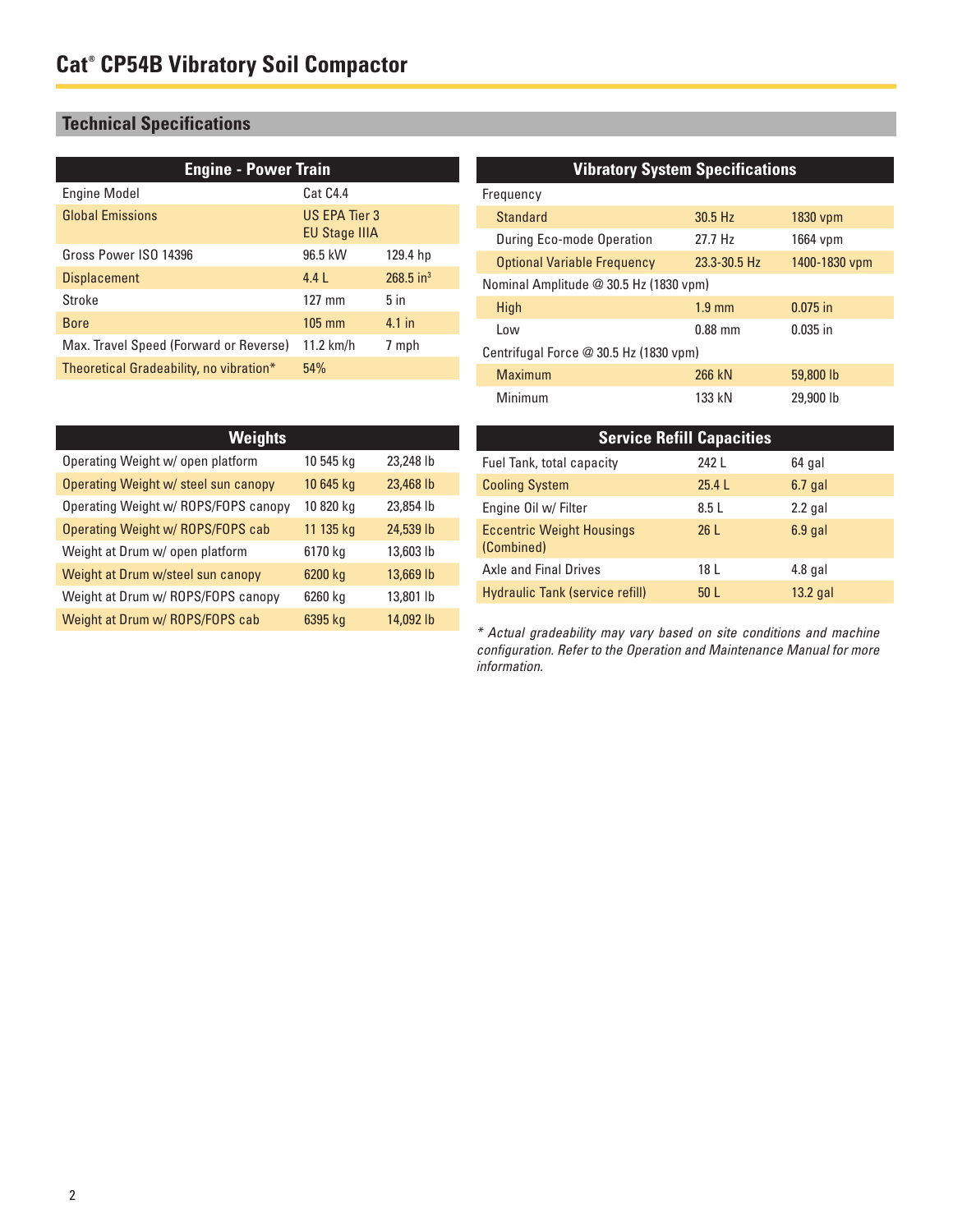# Cat® CP54B Vibratory Soil Compactor

## Technical Specifications

| Engine - Power Train | | |
|---|---|---|
| Engine Model | Cat C4.4 | |
| Global Emissions | US EPA Tier 3 EU Stage IIIA | |
| Gross Power ISO 14396 | 96.5 kW | 129.4 hp |
| Displacement | 4.4 L | 268.5 in³ |
| Stroke | 127 mm | 5 in |
| Bore | 105 mm | 4.1 in |
| Max. Travel Speed (Forward or Reverse) | 11.2 km/h | 7 mph |
| Theoretical Gradeability, no vibration* | 54% | |

| Vibratory System Specifications | | |
|---|---|---|
| Frequency | | |
| Standard | 30.5 Hz | 1830 vpm |
| During Eco-mode Operation | 27.7 Hz | 1664 vpm |
| Optional Variable Frequency | 23.3-30.5 Hz | 1400-1830 vpm |
| Nominal Amplitude @ 30.5 Hz (1830 vpm) | | |
| High | 1.9 mm | 0.075 in |
| Low | 0.88 mm | 0.035 in |
| Centrifugal Force @ 30.5 Hz (1830 vpm) | | |
| Maximum | 266 kN | 59,800 lb |
| Minimum | 133 kN | 29,900 lb |

| Weights | | |
|---|---|---|
| Operating Weight w/ open platform | 10 545 kg | 23,248 lb |
| Operating Weight w/ steel sun canopy | 10 645 kg | 23,468 lb |
| Operating Weight w/ ROPS/FOPS canopy | 10 820 kg | 23,854 lb |
| Operating Weight w/ ROPS/FOPS cab | 11 135 kg | 24,539 lb |
| Weight at Drum w/ open platform | 6170 kg | 13,603 lb |
| Weight at Drum w/steel sun canopy | 6200 kg | 13,669 lb |
| Weight at Drum w/ ROPS/FOPS canopy | 6260 kg | 13,801 lb |
| Weight at Drum w/ ROPS/FOPS cab | 6395 kg | 14,092 lb |

| Service Refill Capacities | | |
|---|---|---|
| Fuel Tank, total capacity | 242 L | 64 gal |
| Cooling System | 25.4 L | 6.7 gal |
| Engine Oil w/ Filter | 8.5 L | 2.2 gal |
| Eccentric Weight Housings (Combined) | 26 L | 6.9 gal |
| Axle and Final Drives | 18 L | 4.8 gal |
| Hydraulic Tank (service refill) | 50 L | 13.2 gal |

*\* Actual gradeability may vary based on site conditions and machine configuration. Refer to the Operation and Maintenance Manual for more information.*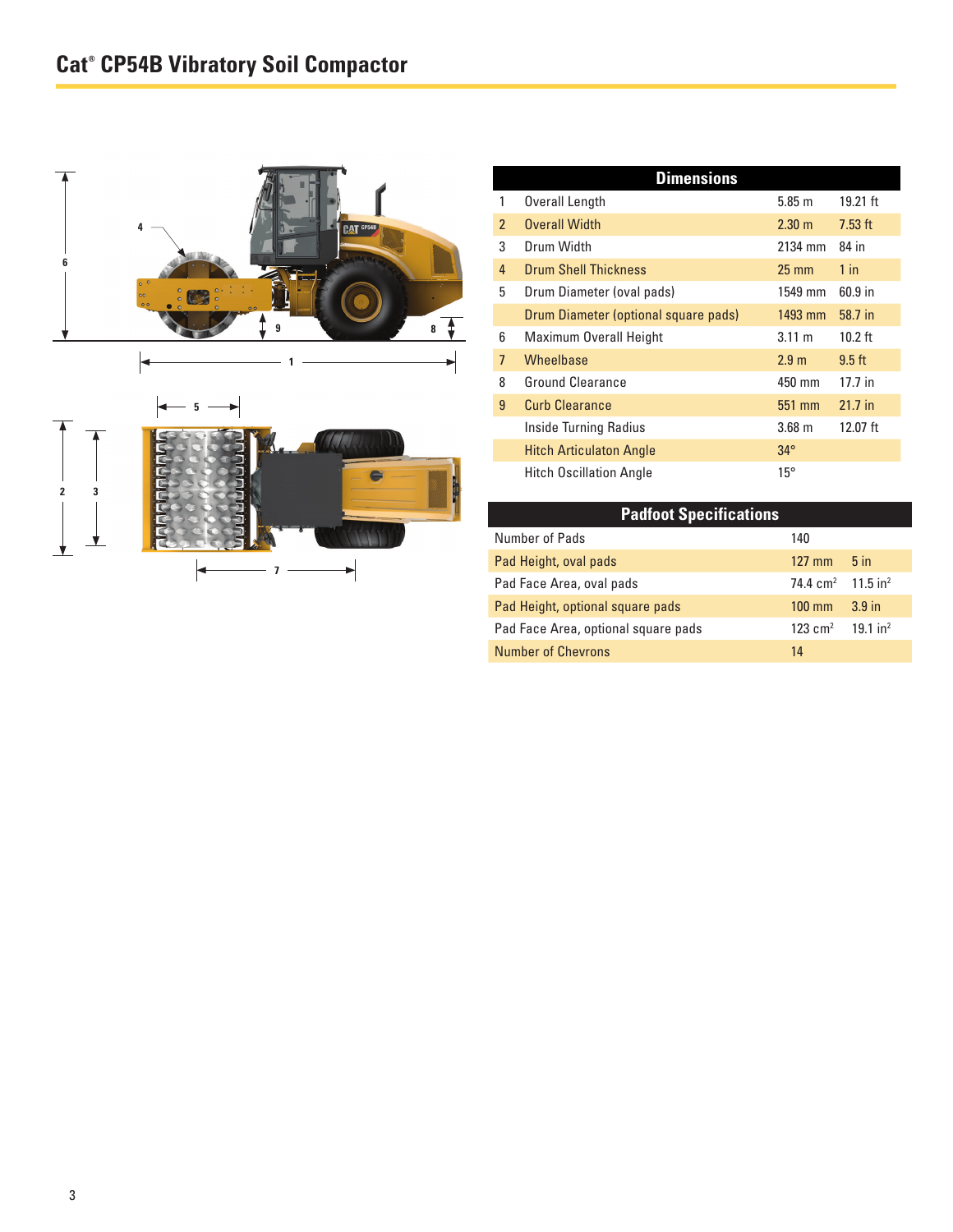# Cat® CP54B Vibratory Soil Compactor

| Dimensions | | | |
|---|---|---|---|
| 1 | Overall Length | 5.85 m | 19.21 ft |
| 2 | Overall Width | 2.30 m | 7.53 ft |
| 3 | Drum Width | 2134 mm | 84 in |
| 4 | Drum Shell Thickness | 25 mm | 1 in |
| 5 | Drum Diameter (oval pads) | 1549 mm | 60.9 in |
| | Drum Diameter (optional square pads) | 1493 mm | 58.7 in |
| 6 | Maximum Overall Height | 3.11 m | 10.2 ft |
| 7 | Wheelbase | 2.9 m | 9.5 ft |
| 8 | Ground Clearance | 450 mm | 17.7 in |
| 9 | Curb Clearance | 551 mm | 21.7 in |
| | Inside Turning Radius | 3.68 m | 12.07 ft |
| | Hitch Articulaton Angle | 34° | |
| | Hitch Oscillation Angle | 15° | |

| Padfoot Specifications | | |
|---|---|---|
| Number of Pads | 140 | |
| Pad Height, oval pads | 127 mm | 5 in |
| Pad Face Area, oval pads | 74.4 $cm^2$ | 11.5 $in^2$ |
| Pad Height, optional square pads | 100 mm | 3.9 in |
| Pad Face Area, optional square pads | 123 $cm^2$ | 19.1 $in^2$ |
| Number of Chevrons | 14 | |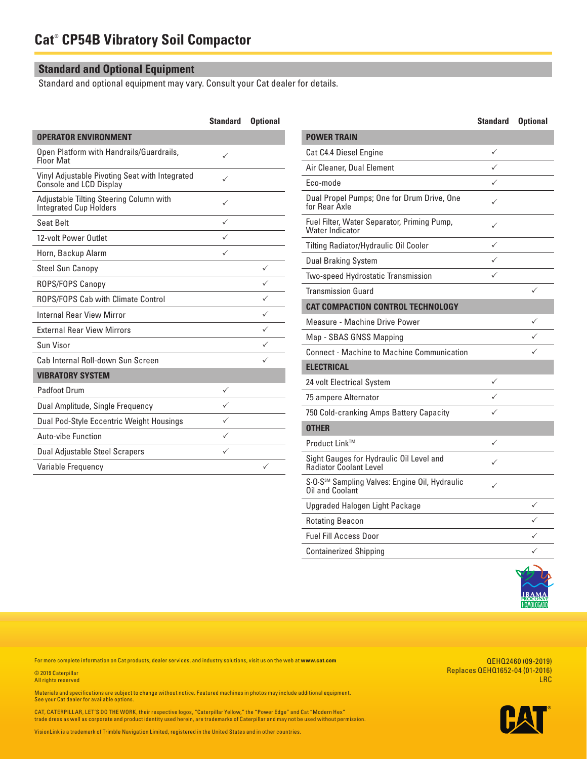# Cat® CP54B Vibratory Soil Compactor

## Standard and Optional Equipment

Standard and optional equipment may vary. Consult your Cat dealer for details.

| | Standard | Optional |
|---|---|---|
| **OPERATOR ENVIRONMENT** | | |
| Open Platform with Handrails/Guardrails, Floor Mat | ✓ | |
| Vinyl Adjustable Pivoting Seat with Integrated Console and LCD Display | ✓ | |
| Adjustable Tilting Steering Column with Integrated Cup Holders | ✓ | |
| Seat Belt | ✓ | |
| 12-volt Power Outlet | ✓ | |
| Horn, Backup Alarm | ✓ | |
| Steel Sun Canopy | | ✓ |
| ROPS/FOPS Canopy | | ✓ |
| ROPS/FOPS Cab with Climate Control | | ✓ |
| Internal Rear View Mirror | | ✓ |
| External Rear View Mirrors | | ✓ |
| Sun Visor | | ✓ |
| Cab Internal Roll-down Sun Screen | | ✓ |
| **VIBRATORY SYSTEM** | | |
| Padfoot Drum | ✓ | |
| Dual Amplitude, Single Frequency | ✓ | |
| Dual Pod-Style Eccentric Weight Housings | ✓ | |
| Auto-vibe Function | ✓ | |
| Dual Adjustable Steel Scrapers | ✓ | |
| Variable Frequency | | ✓ |

| | Standard | Optional |
|---|---|---|
| **POWER TRAIN** | | |
| Cat C4.4 Diesel Engine | ✓ | |
| Air Cleaner, Dual Element | ✓ | |
| Eco-mode | ✓ | |
| Dual Propel Pumps; One for Drum Drive, One for Rear Axle | ✓ | |
| Fuel Filter, Water Separator, Priming Pump, Water Indicator | ✓ | |
| Tilting Radiator/Hydraulic Oil Cooler | ✓ | |
| Dual Braking System | ✓ | |
| Two-speed Hydrostatic Transmission | ✓ | |
| Transmission Guard | | ✓ |
| **CAT COMPACTION CONTROL TECHNOLOGY** | | |
| Measure - Machine Drive Power | | ✓ |
| Map - SBAS GNSS Mapping | | ✓ |
| Connect - Machine to Machine Communication | | ✓ |
| **ELECTRICAL** | | |
| 24 volt Electrical System | ✓ | |
| 75 ampere Alternator | ✓ | |
| 750 Cold-cranking Amps Battery Capacity | ✓ | |
| **OTHER** | | |
| Product Link™ | ✓ | |
| Sight Gauges for Hydraulic Oil Level and Radiator Coolant Level | ✓ | |
| S·O·S℠ Sampling Valves: Engine Oil, Hydraulic Oil and Coolant | ✓ | |
| Upgraded Halogen Light Package | | ✓ |
| Rotating Beacon | | ✓ |
| Fuel Fill Access Door | | ✓ |
| Containerized Shipping | | ✓ |

IBAMA PROCONVE HOMOLOGADO

For more complete information on Cat products, dealer services, and industry solutions, visit us on the web at **www.cat.com**

© 2019 Caterpillar
All rights reserved

Materials and specifications are subject to change without notice. Featured machines in photos may include additional equipment. See your Cat dealer for available options.

CAT, CATERPILLAR, LET'S DO THE WORK, their respective logos, "Caterpillar Yellow," the "Power Edge" and Cat "Modern Hex" trade dress as well as corporate and product identity used herein, are trademarks of Caterpillar and may not be used without permission.

VisionLink is a trademark of Trimble Navigation Limited, registered in the United States and in other countries.

QEHQ2460 (09-2019)
Replaces QEHQ1652-04 (01-2016)
LRC